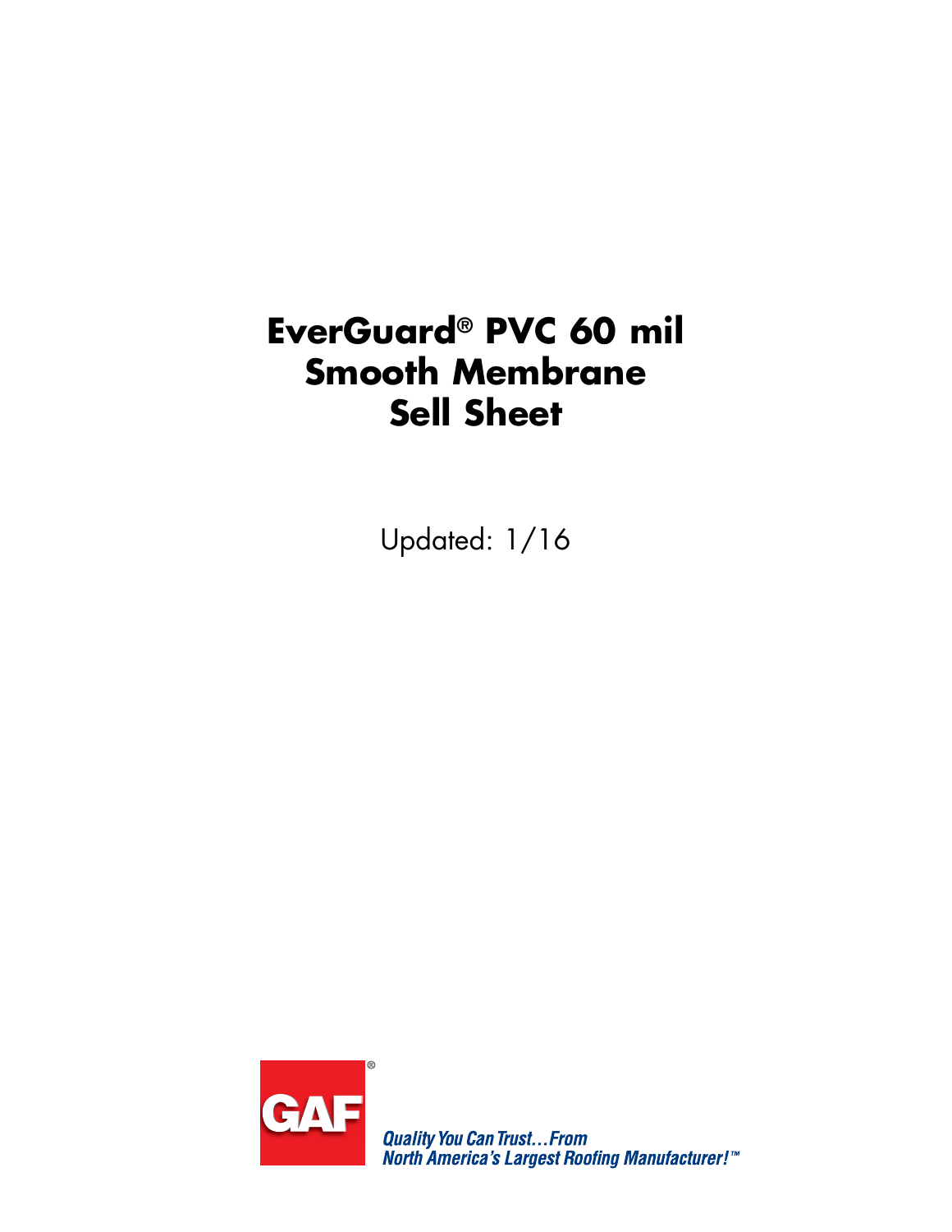# EverGuard® PVC 60 mil Smooth Membrane Sell Sheet

Updated: 1/16

GAF®

*Quality You Can Trust…From North America's Largest Roofing Manufacturer!™*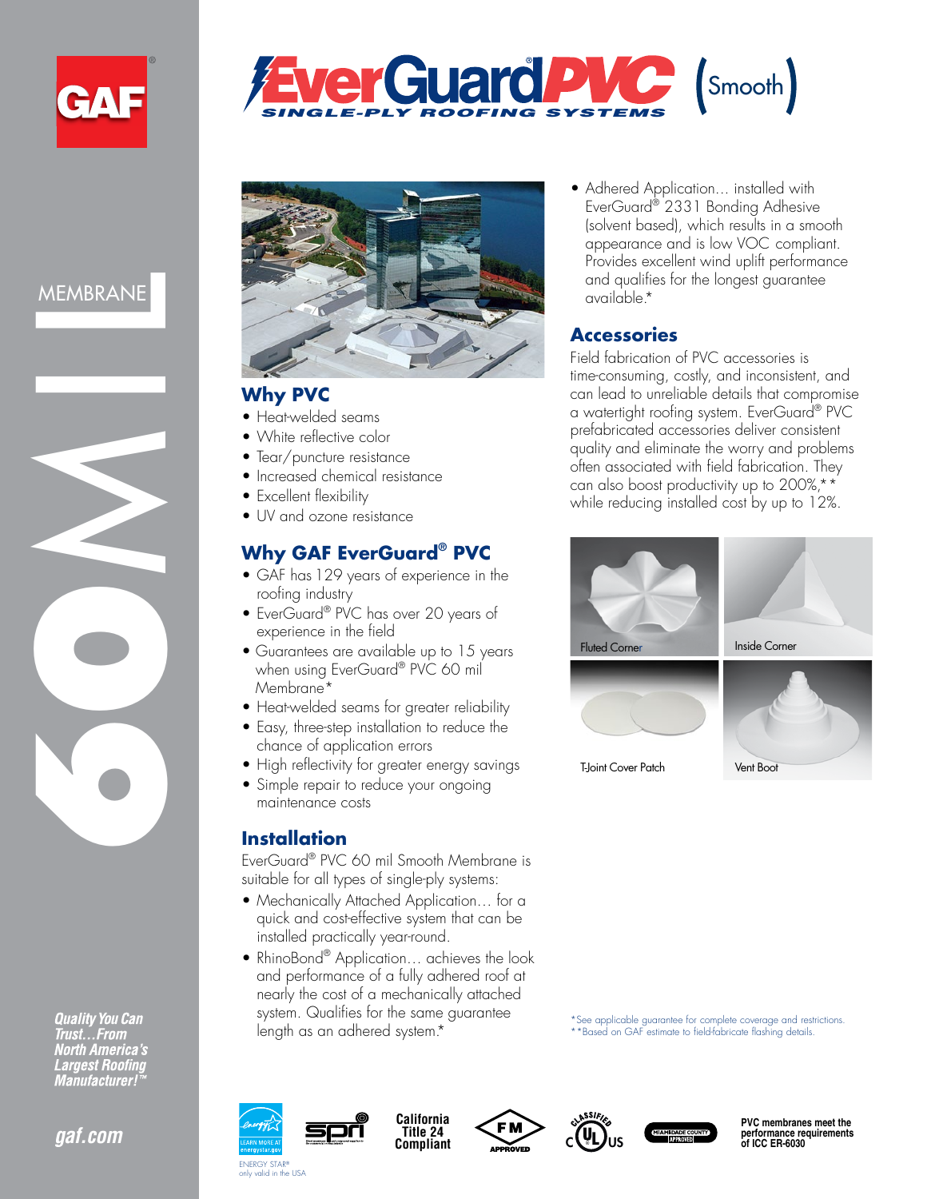# EverGuard PVC (Smooth)

**SINGLE-PLY ROOFING SYSTEMS**

MEMBRANE 60 MIL

## Why PVC

- Heat-welded seams
- White reflective color
- Tear/puncture resistance
- Increased chemical resistance
- Excellent flexibility
- UV and ozone resistance

## Why GAF EverGuard® PVC

- GAF has 129 years of experience in the roofing industry
- EverGuard® PVC has over 20 years of experience in the field
- Guarantees are available up to 15 years when using EverGuard® PVC 60 mil Membrane*
- Heat-welded seams for greater reliability
- Easy, three-step installation to reduce the chance of application errors
- High reflectivity for greater energy savings
- Simple repair to reduce your ongoing maintenance costs

## Installation

EverGuard® PVC 60 mil Smooth Membrane is suitable for all types of single-ply systems:

- Mechanically Attached Application… for a quick and cost-effective system that can be installed practically year-round.
- RhinoBond® Application… achieves the look and performance of a fully adhered roof at nearly the cost of a mechanically attached system. Qualifies for the same guarantee length as an adhered system.*
- Adhered Application… installed with EverGuard® 2331 Bonding Adhesive (solvent based), which results in a smooth appearance and is low VOC compliant. Provides excellent wind uplift performance and qualifies for the longest guarantee available.*

## Accessories

Field fabrication of PVC accessories is time-consuming, costly, and inconsistent, and can lead to unreliable details that compromise a watertight roofing system. EverGuard® PVC prefabricated accessories deliver consistent quality and eliminate the worry and problems often associated with field fabrication. They can also boost productivity up to 200%,** while reducing installed cost by up to 12%.

Fluted Corner

Inside Corner

T-Joint Cover Patch

Vent Boot

*See applicable guarantee for complete coverage and restrictions.
**Based on GAF estimate to field-fabricate flashing details.

*Quality You Can Trust…From North America's Largest Roofing Manufacturer!™*

gaf.com

ENERGY STAR® only valid in the USA

California Title 24 Compliant

FM APPROVED

MIAMI-DADE COUNTY APPROVED

PVC membranes meet the performance requirements of ICC ER-6030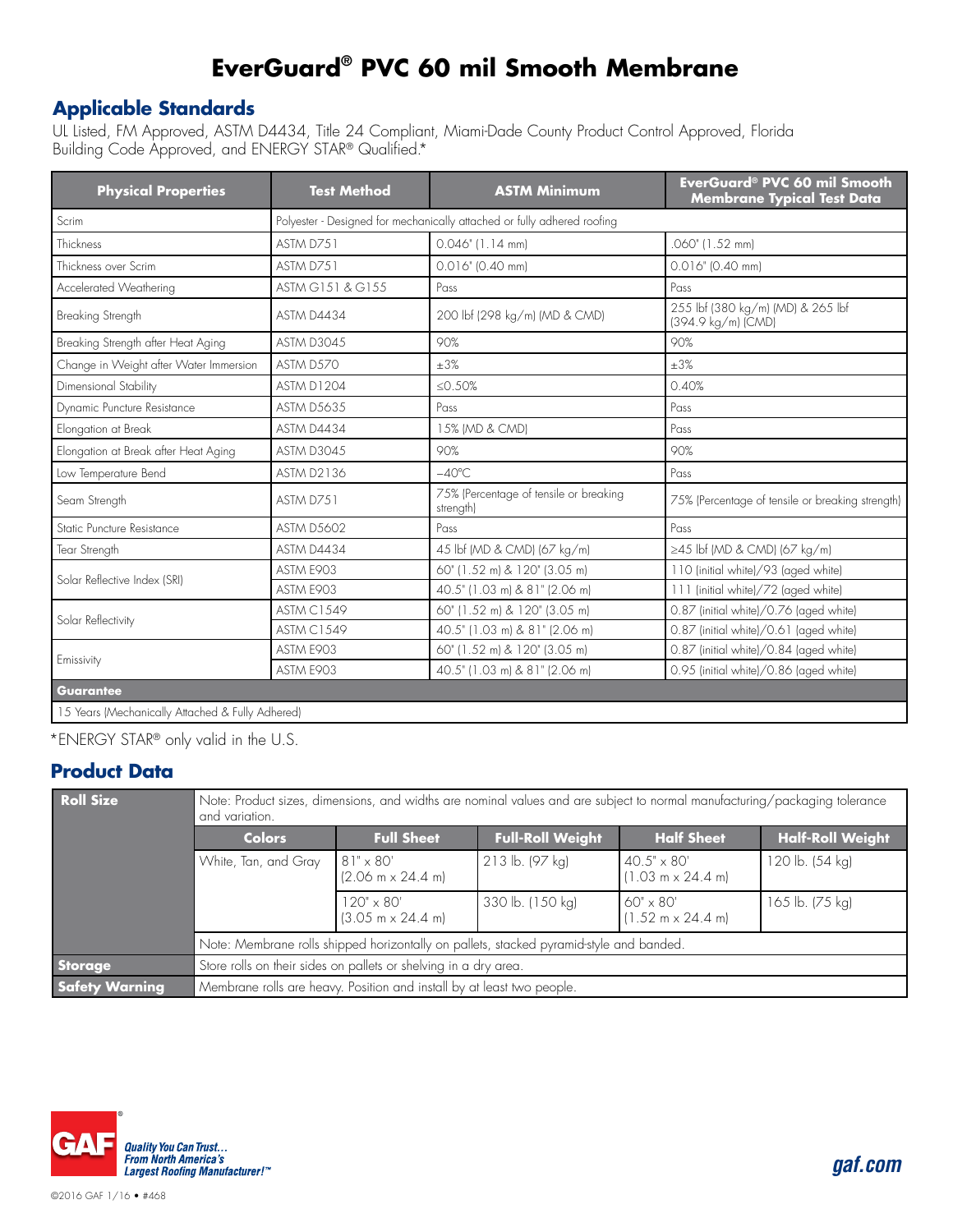# EverGuard® PVC 60 mil Smooth Membrane

## Applicable Standards

UL Listed, FM Approved, ASTM D4434, Title 24 Compliant, Miami-Dade County Product Control Approved, Florida Building Code Approved, and ENERGY STAR® Qualified.*

| Physical Properties | Test Method | ASTM Minimum | EverGuard® PVC 60 mil Smooth Membrane Typical Test Data |
|---|---|---|---|
| Scrim | Polyester - Designed for mechanically attached or fully adhered roofing | | |
| Thickness | ASTM D751 | 0.046" (1.14 mm) | .060" (1.52 mm) |
| Thickness over Scrim | ASTM D751 | 0.016" (0.40 mm) | 0.016" (0.40 mm) |
| Accelerated Weathering | ASTM G151 & G155 | Pass | Pass |
| Breaking Strength | ASTM D4434 | 200 lbf (298 kg/m) (MD & CMD) | 255 lbf (380 kg/m) (MD) & 265 lbf (394.9 kg/m) (CMD) |
| Breaking Strength after Heat Aging | ASTM D3045 | 90% | 90% |
| Change in Weight after Water Immersion | ASTM D570 | ±3% | ±3% |
| Dimensional Stability | ASTM D1204 | ≤0.50% | 0.40% |
| Dynamic Puncture Resistance | ASTM D5635 | Pass | Pass |
| Elongation at Break | ASTM D4434 | 15% (MD & CMD) | Pass |
| Elongation at Break after Heat Aging | ASTM D3045 | 90% | 90% |
| Low Temperature Bend | ASTM D2136 | −40°C | Pass |
| Seam Strength | ASTM D751 | 75% (Percentage of tensile or breaking strength) | 75% (Percentage of tensile or breaking strength) |
| Static Puncture Resistance | ASTM D5602 | Pass | Pass |
| Tear Strength | ASTM D4434 | 45 lbf (MD & CMD) (67 kg/m) | ≥45 lbf (MD & CMD) (67 kg/m) |
| Solar Reflective Index (SRI) | ASTM E903 | 60" (1.52 m) & 120" (3.05 m) | 110 (initial white)/93 (aged white) |
| | ASTM E903 | 40.5" (1.03 m) & 81" (2.06 m) | 111 (initial white)/72 (aged white) |
| Solar Reflectivity | ASTM C1549 | 60" (1.52 m) & 120" (3.05 m) | 0.87 (initial white)/0.76 (aged white) |
| | ASTM C1549 | 40.5" (1.03 m) & 81" (2.06 m) | 0.87 (initial white)/0.61 (aged white) |
| Emissivity | ASTM E903 | 60" (1.52 m) & 120" (3.05 m) | 0.87 (initial white)/0.84 (aged white) |
| | ASTM E903 | 40.5" (1.03 m) & 81" (2.06 m) | 0.95 (initial white)/0.86 (aged white) |
| **Guarantee** | | | |
| 15 Years (Mechanically Attached & Fully Adhered) | | | |

*ENERGY STAR® only valid in the U.S.

## Product Data

| | | | | | |
|---|---|---|---|---|---|
| **Roll Size** | Note: Product sizes, dimensions, and widths are nominal values and are subject to normal manufacturing/packaging tolerance and variation. | | | | |
| | **Colors** | **Full Sheet** | **Full-Roll Weight** | **Half Sheet** | **Half-Roll Weight** |
| | White, Tan, and Gray | 81" x 80' (2.06 m x 24.4 m) | 213 lb. (97 kg) | 40.5" x 80' (1.03 m x 24.4 m) | 120 lb. (54 kg) |
| | | 120" x 80' (3.05 m x 24.4 m) | 330 lb. (150 kg) | 60" x 80' (1.52 m x 24.4 m) | 165 lb. (75 kg) |
| | Note: Membrane rolls shipped horizontally on pallets, stacked pyramid-style and banded. | | | | |
| **Storage** | Store rolls on their sides on pallets or shelving in a dry area. | | | | |
| **Safety Warning** | Membrane rolls are heavy. Position and install by at least two people. | | | | |

GAF® *Quality You Can Trust... From North America's Largest Roofing Manufacturer!™*

*gaf.com*

©2016 GAF 1/16 • #468